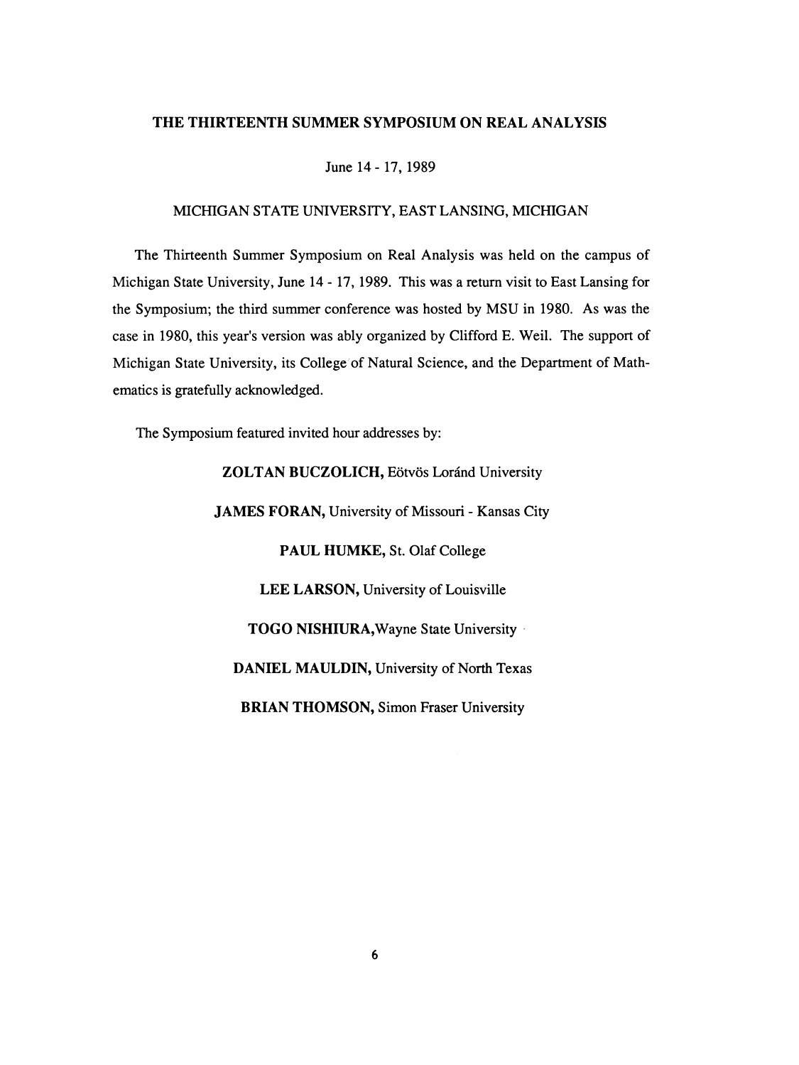# THE THIRTEENTH SUMMER SYMPOSIUM ON REAL ANALYSIS

June 14 - 17, 1989

MICHIGAN STATE UNIVERSITY, EAST LANSING, MICHIGAN

The Thirteenth Summer Symposium on Real Analysis was held on the campus of Michigan State University, June 14 - 17, 1989. This was a return visit to East Lansing for the Symposium; the third summer conference was hosted by MSU in 1980. As was the case in 1980, this year's version was ably organized by Clifford E. Weil. The support of Michigan State University, its College of Natural Science, and the Department of Mathematics is gratefully acknowledged.

The Symposium featured invited hour addresses by:

**ZOLTAN BUCZOLICH,** Eötvös Loránd University

**JAMES FORAN,** University of Missouri - Kansas City

**PAUL HUMKE,** St. Olaf College

**LEE LARSON,** University of Louisville

**TOGO NISHIURA,** Wayne State University

**DANIEL MAULDIN,** University of North Texas

**BRIAN THOMSON,** Simon Fraser University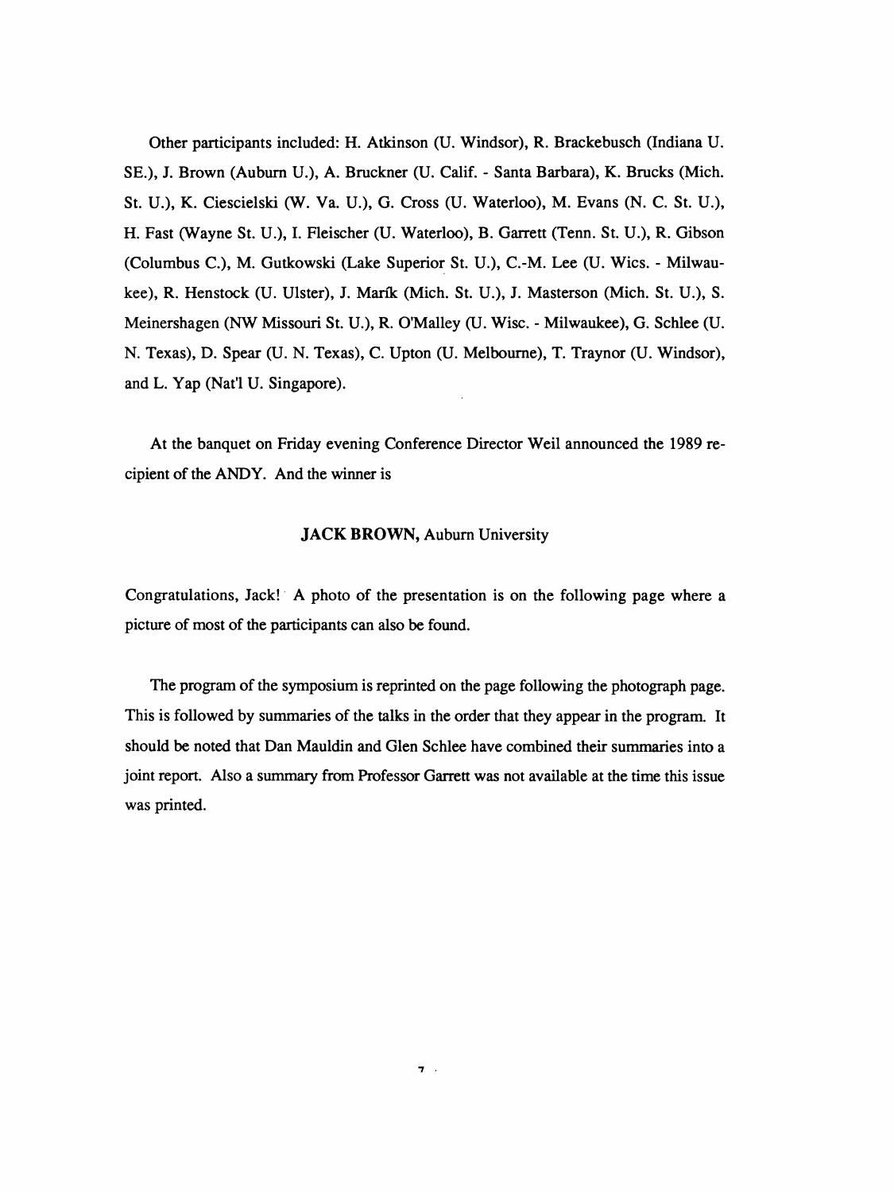Other participants included: H. Atkinson (U. Windsor), R. Brackebusch (Indiana U. SE.), J. Brown (Auburn U.), A. Bruckner (U. Calif. - Santa Barbara), K. Brucks (Mich. St. U.), K. Ciescielski (W. Va. U.), G. Cross (U. Waterloo), M. Evans (N. C. St. U.), H. Fast (Wayne St. U.), I. Fleischer (U. Waterloo), B. Garrett (Tenn. St. U.), R. Gibson (Columbus C.), M. Gutkowski (Lake Superior St. U.), C.-M. Lee (U. Wics. - Milwaukee), R. Henstock (U. Ulster), J. Maŕik (Mich. St. U.), J. Masterson (Mich. St. U.), S. Meinershagen (NW Missouri St. U.), R. O'Malley (U. Wisc. - Milwaukee), G. Schlee (U. N. Texas), D. Spear (U. N. Texas), C. Upton (U. Melbourne), T. Traynor (U. Windsor), and L. Yap (Nat'l U. Singapore).

At the banquet on Friday evening Conference Director Weil announced the 1989 recipient of the ANDY. And the winner is

**JACK BROWN,** Auburn University

Congratulations, Jack! A photo of the presentation is on the following page where a picture of most of the participants can also be found.

The program of the symposium is reprinted on the page following the photograph page. This is followed by summaries of the talks in the order that they appear in the program. It should be noted that Dan Mauldin and Glen Schlee have combined their summaries into a joint report. Also a summary from Professor Garrett was not available at the time this issue was printed.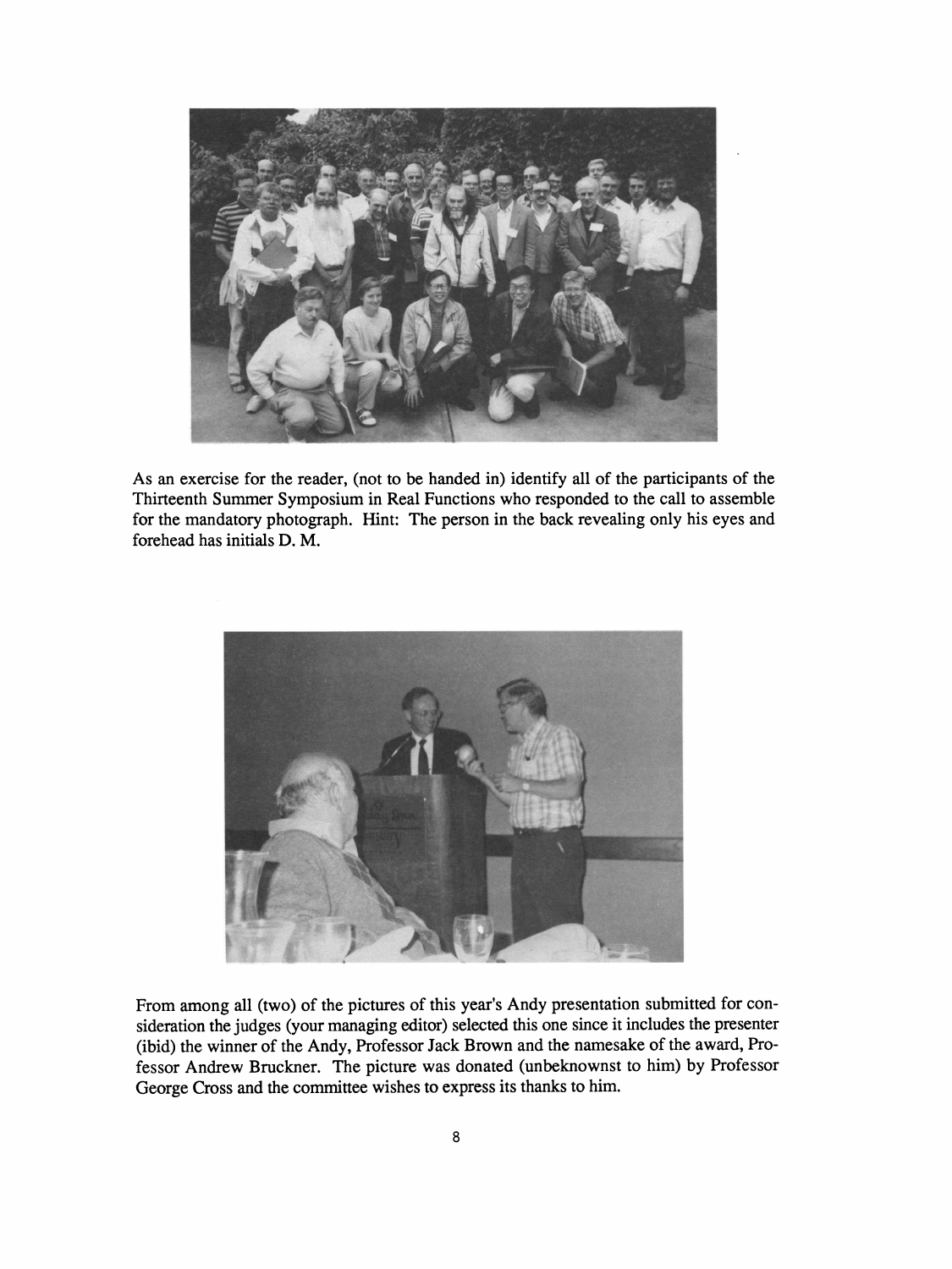As an exercise for the reader, (not to be handed in) identify all of the participants of the Thirteenth Summer Symposium in Real Functions who responded to the call to assemble for the mandatory photograph. Hint: The person in the back revealing only his eyes and forehead has initials D. M.

From among all (two) of the pictures of this year's Andy presentation submitted for consideration the judges (your managing editor) selected this one since it includes the presenter (ibid) the winner of the Andy, Professor Jack Brown and the namesake of the award, Professor Andrew Bruckner. The picture was donated (unbeknownst to him) by Professor George Cross and the committee wishes to express its thanks to him.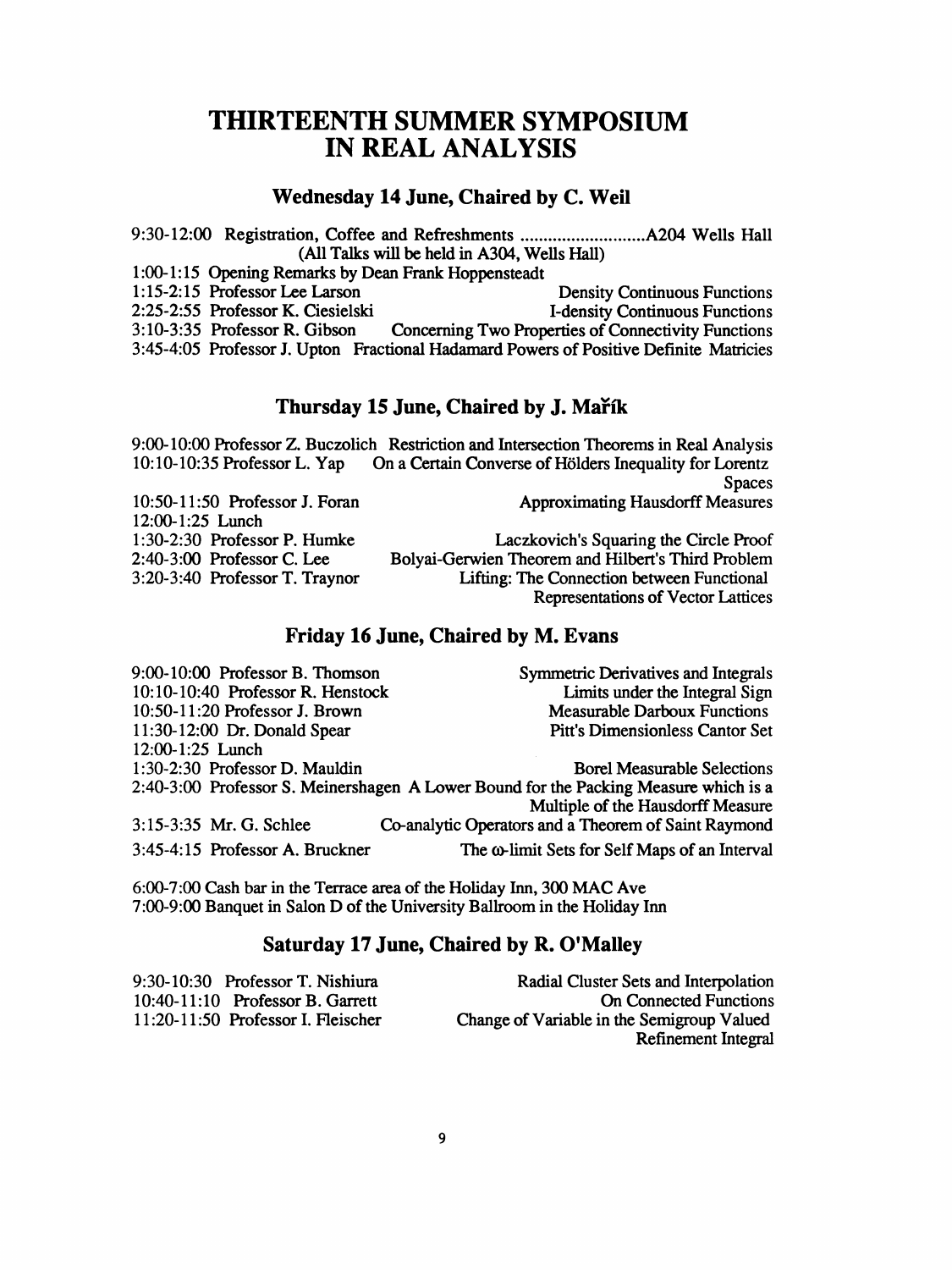# THIRTEENTH SUMMER SYMPOSIUM IN REAL ANALYSIS

## Wednesday 14 June, Chaired by C. Weil

9:30-12:00 Registration, Coffee and Refreshments ...........................A204 Wells Hall

(All Talks will be held in A304, Wells Hall)

1:00-1:15 Opening Remarks by Dean Frank Hoppensteadt

1:15-2:15 Professor Lee Larson — Density Continuous Functions

2:25-2:55 Professor K. Ciesielski — I-density Continuous Functions

3:10-3:35 Professor R. Gibson — Concerning Two Properties of Connectivity Functions

3:45-4:05 Professor J. Upton — Fractional Hadamard Powers of Positive Definite Matricies

## Thursday 15 June, Chaired by J. Mařík

9:00-10:00 Professor Z. Buczolich — Restriction and Intersection Theorems in Real Analysis

10:10-10:35 Professor L. Yap — On a Certain Converse of Hölders Inequality for Lorentz Spaces

10:50-11:50 Professor J. Foran — Approximating Hausdorff Measures

12:00-1:25 Lunch

1:30-2:30 Professor P. Humke — Laczkovich's Squaring the Circle Proof

2:40-3:00 Professor C. Lee — Bolyai-Gerwien Theorem and Hilbert's Third Problem

3:20-3:40 Professor T. Traynor — Lifting: The Connection between Functional Representations of Vector Lattices

## Friday 16 June, Chaired by M. Evans

9:00-10:00 Professor B. Thomson — Symmetric Derivatives and Integrals

10:10-10:40 Professor R. Henstock — Limits under the Integral Sign

10:50-11:20 Professor J. Brown — Measurable Darboux Functions

11:30-12:00 Dr. Donald Spear — Pitt's Dimensionless Cantor Set

12:00-1:25 Lunch

1:30-2:30 Professor D. Mauldin — Borel Measurable Selections

2:40-3:00 Professor S. Meinershagen — A Lower Bound for the Packing Measure which is a Multiple of the Hausdorff Measure

3:15-3:35 Mr. G. Schlee — Co-analytic Operators and a Theorem of Saint Raymond

3:45-4:15 Professor A. Bruckner — The $\omega$-limit Sets for Self Maps of an Interval

6:00-7:00 Cash bar in the Terrace area of the Holiday Inn, 300 MAC Ave

7:00-9:00 Banquet in Salon D of the University Ballroom in the Holiday Inn

## Saturday 17 June, Chaired by R. O'Malley

9:30-10:30 Professor T. Nishiura — Radial Cluster Sets and Interpolation

10:40-11:10 Professor B. Garrett — On Connected Functions

11:20-11:50 Professor I. Fleischer — Change of Variable in the Semigroup Valued Refinement Integral